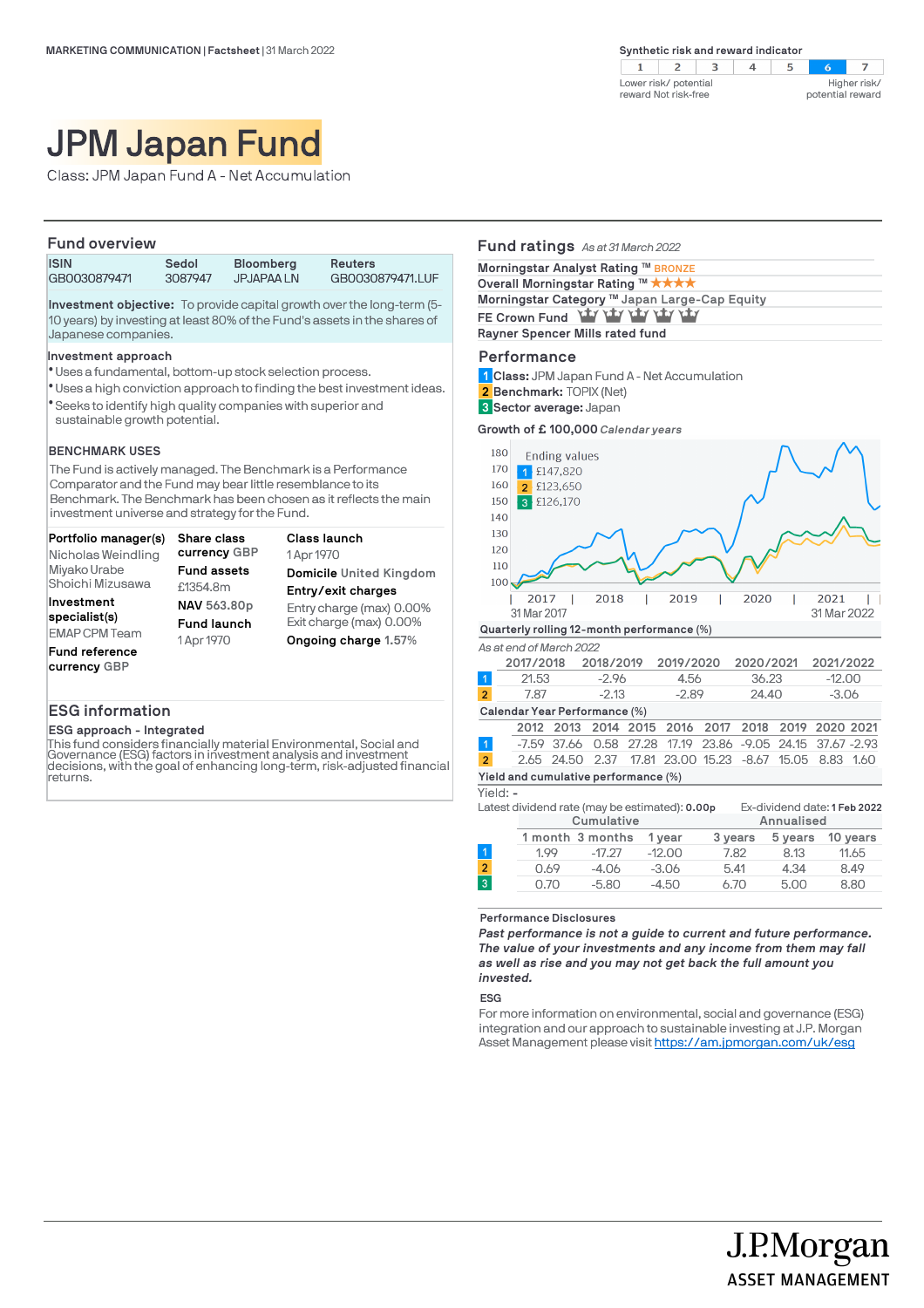MARKETING COMMUNICATION | Factsheet | 31 March 2022

**Synthetic risk and reward indicator**

| 1 | 2 | 3 | 4 | 5 | 6 | 7 |
|---|---|---|---|---|---|---|

Lower risk/ potential reward Not risk-free — Higher risk/ potential reward

# JPM Japan Fund

Class: JPM Japan Fund A - Net Accumulation

## Fund overview

| ISIN | Sedol | Bloomberg | Reuters |
|---|---|---|---|
| GB0030879471 | 3087947 | JPJAPAA LN | GB0030879471.LUF |

**Investment objective:** To provide capital growth over the long-term (5-10 years) by investing at least 80% of the Fund's assets in the shares of Japanese companies.

**Investment approach**

- Uses a fundamental, bottom-up stock selection process.
- Uses a high conviction approach to finding the best investment ideas.
- Seeks to identify high quality companies with superior and sustainable growth potential.

**BENCHMARK USES**

The Fund is actively managed. The Benchmark is a Performance Comparator and the Fund may bear little resemblance to its Benchmark. The Benchmark has been chosen as it reflects the main investment universe and strategy for the Fund.

**Portfolio manager(s)**
Nicholas Weindling
Miyako Urabe
Shoichi Mizusawa

**Investment specialist(s)**
EMAP CPM Team

**Fund reference currency** GBP

**Share class currency** GBP

**Fund assets**
£1354.8m

**NAV** 563.80p

**Fund launch**
1 Apr 1970

**Class launch**
1 Apr 1970

**Domicile** United Kingdom

**Entry/exit charges**
Entry charge (max) 0.00%
Exit charge (max) 0.00%

**Ongoing charge** 1.57%

## ESG information

**ESG approach - Integrated**

This fund considers financially material Environmental, Social and Governance (ESG) factors in investment analysis and investment decisions, with the goal of enhancing long-term, risk-adjusted financial returns.

## Fund ratings *As at 31 March 2022*

**Morningstar Analyst Rating ™** BRONZE
**Overall Morningstar Rating ™** ★★★★
**Morningstar Category ™** Japan Large-Cap Equity
**FE Crown Fund**
**Rayner Spencer Mills rated fund**

## Performance

1 **Class:** JPM Japan Fund A - Net Accumulation
2 **Benchmark:** TOPIX (Net)
3 **Sector average:** Japan

**Growth of £ 100,000** *Calendar years*

Ending values
1 £147,820
2 £123,650
3 £126,170

31 Mar 2017 — 31 Mar 2022

**Quarterly rolling 12-month performance (%)**

*As at end of March 2022*

| | 2017/2018 | 2018/2019 | 2019/2020 | 2020/2021 | 2021/2022 |
|---|---|---|---|---|---|
| 1 | 21.53 | -2.96 | 4.56 | 36.23 | -12.00 |
| 2 | 7.87 | -2.13 | -2.89 | 24.40 | -3.06 |

**Calendar Year Performance (%)**

| | 2012 | 2013 | 2014 | 2015 | 2016 | 2017 | 2018 | 2019 | 2020 | 2021 |
|---|---|---|---|---|---|---|---|---|---|---|
| 1 | -7.59 | 37.66 | 0.58 | 27.28 | 17.19 | 23.86 | -9.05 | 24.15 | 37.67 | -2.93 |
| 2 | 2.65 | 24.50 | 2.37 | 17.81 | 23.00 | 15.23 | -8.67 | 15.05 | 8.83 | 1.60 |

**Yield and cumulative performance (%)**

Yield: -

Latest dividend rate (may be estimated): **0.00p** Ex-dividend date: **1 Feb 2022**

| | Cumulative | | | Annualised | | |
|---|---|---|---|---|---|---|
| | 1 month | 3 months | 1 year | 3 years | 5 years | 10 years |
| 1 | 1.99 | -17.27 | -12.00 | 7.82 | 8.13 | 11.65 |
| 2 | 0.69 | -4.06 | -3.06 | 5.41 | 4.34 | 8.49 |
| 3 | 0.70 | -5.80 | -4.50 | 6.70 | 5.00 | 8.80 |

**Performance Disclosures**

***Past performance is not a guide to current and future performance. The value of your investments and any income from them may fall as well as rise and you may not get back the full amount you invested.***

**ESG**

For more information on environmental, social and governance (ESG) integration and our approach to sustainable investing at J.P. Morgan Asset Management please visit https://am.jpmorgan.com/uk/esg

J.P.Morgan ASSET MANAGEMENT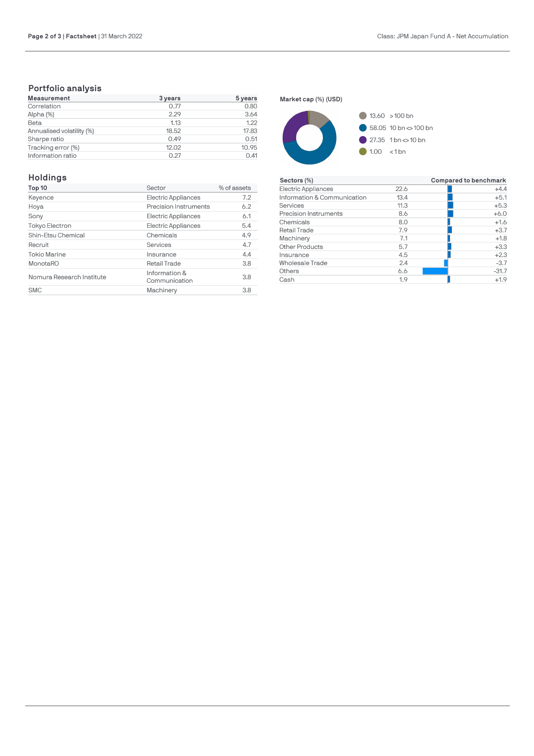## Portfolio analysis

| Measurement | 3 years | 5 years |
|---|---|---|
| Correlation | 0.77 | 0.80 |
| Alpha (%) | 2.29 | 3.64 |
| Beta | 1.13 | 1.22 |
| Annualised volatility (%) | 18.52 | 17.83 |
| Sharpe ratio | 0.49 | 0.51 |
| Tracking error (%) | 12.02 | 10.95 |
| Information ratio | 0.27 | 0.41 |

**Market cap (%) (USD)**

- 13.60 > 100 bn
- 58.05 10 bn <> 100 bn
- 27.35 1 bn <> 10 bn
- 1.00 < 1 bn

## Holdings

| Top 10 | Sector | % of assets |
|---|---|---|
| Keyence | Electric Appliances | 7.2 |
| Hoya | Precision Instruments | 6.2 |
| Sony | Electric Appliances | 6.1 |
| Tokyo Electron | Electric Appliances | 5.4 |
| Shin-Etsu Chemical | Chemicals | 4.9 |
| Recruit | Services | 4.7 |
| Tokio Marine | Insurance | 4.4 |
| MonotaRO | Retail Trade | 3.8 |
| Nomura Research Institute | Information & Communication | 3.8 |
| SMC | Machinery | 3.8 |

| Sectors (%) | | Compared to benchmark |
|---|---|---|
| Electric Appliances | 22.6 | +4.4 |
| Information & Communication | 13.4 | +5.1 |
| Services | 11.3 | +5.3 |
| Precision Instruments | 8.6 | +6.0 |
| Chemicals | 8.0 | +1.6 |
| Retail Trade | 7.9 | +3.7 |
| Machinery | 7.1 | +1.8 |
| Other Products | 5.7 | +3.3 |
| Insurance | 4.5 | +2.3 |
| Wholesale Trade | 2.4 | -3.7 |
| Others | 6.6 | -31.7 |
| Cash | 1.9 | +1.9 |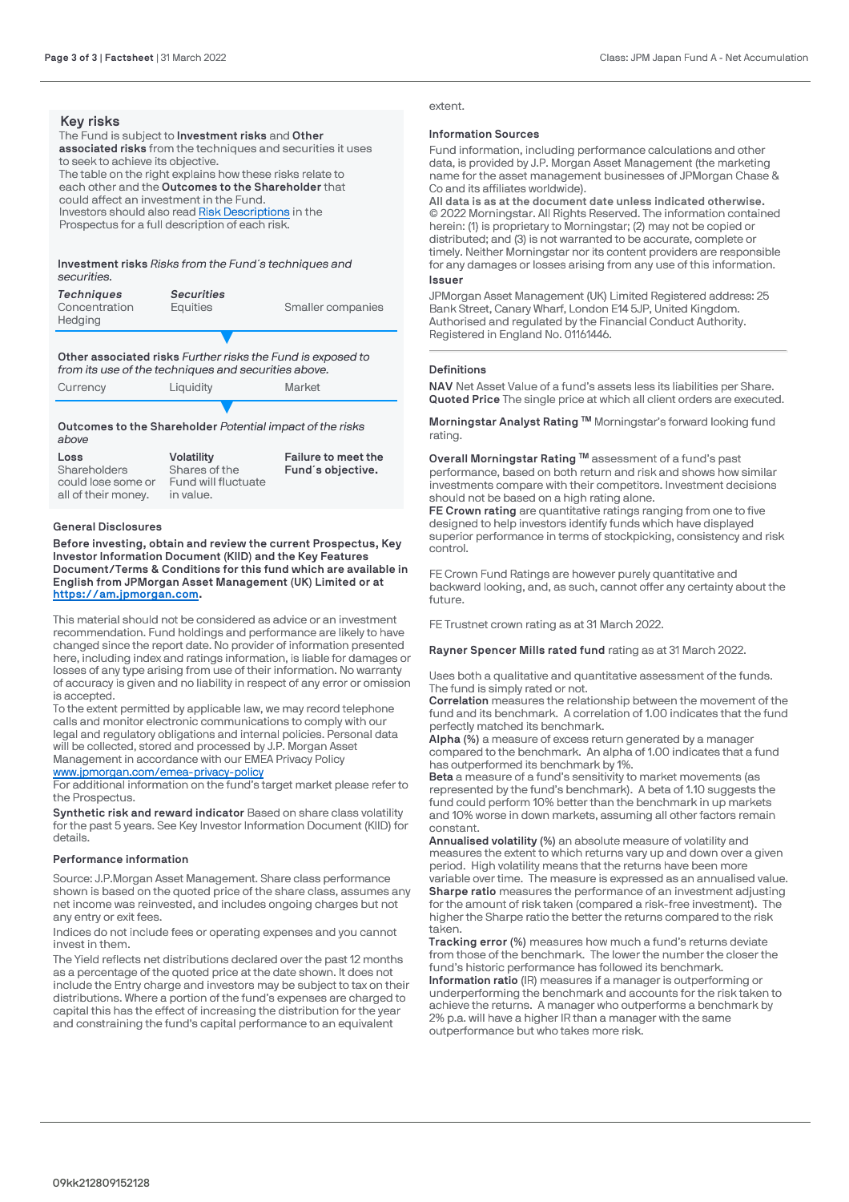## Key risks

The Fund is subject to **Investment risks** and **Other associated risks** from the techniques and securities it uses to seek to achieve its objective.
The table on the right explains how these risks relate to each other and the **Outcomes to the Shareholder** that could affect an investment in the Fund.
Investors should also read Risk Descriptions in the Prospectus for a full description of each risk.

**Investment risks** *Risks from the Fund´s techniques and securities.*

| *Techniques* | *Securities* | |
|---|---|---|
| Concentration | Equities | Smaller companies |
| Hedging | | |

**Other associated risks** *Further risks the Fund is exposed to from its use of the techniques and securities above.*

| | | |
|---|---|---|
| Currency | Liquidity | Market |

**Outcomes to the Shareholder** *Potential impact of the risks above*

| **Loss** | **Volatility** | **Failure to meet the Fund´s objective.** |
|---|---|---|
| Shareholders could lose some or all of their money. | Shares of the Fund will fluctuate in value. | |

### General Disclosures

**Before investing, obtain and review the current Prospectus, Key Investor Information Document (KIID) and the Key Features Document/Terms & Conditions for this fund which are available in English from JPMorgan Asset Management (UK) Limited or at https://am.jpmorgan.com.**

This material should not be considered as advice or an investment recommendation. Fund holdings and performance are likely to have changed since the report date. No provider of information presented here, including index and ratings information, is liable for damages or losses of any type arising from use of their information. No warranty of accuracy is given and no liability in respect of any error or omission is accepted.
To the extent permitted by applicable law, we may record telephone calls and monitor electronic communications to comply with our legal and regulatory obligations and internal policies. Personal data will be collected, stored and processed by J.P. Morgan Asset Management in accordance with our EMEA Privacy Policy www.jpmorgan.com/emea-privacy-policy
For additional information on the fund's target market please refer to the Prospectus.

**Synthetic risk and reward indicator** Based on share class volatility for the past 5 years. See Key Investor Information Document (KIID) for details.

### Performance information

Source: J.P.Morgan Asset Management. Share class performance shown is based on the quoted price of the share class, assumes any net income was reinvested, and includes ongoing charges but not any entry or exit fees.
Indices do not include fees or operating expenses and you cannot invest in them.
The Yield reflects net distributions declared over the past 12 months as a percentage of the quoted price at the date shown. It does not include the Entry charge and investors may be subject to tax on their distributions. Where a portion of the fund's expenses are charged to capital this has the effect of increasing the distribution for the year and constraining the fund's capital performance to an equivalent extent.

### Information Sources

Fund information, including performance calculations and other data, is provided by J.P. Morgan Asset Management (the marketing name for the asset management businesses of JPMorgan Chase & Co and its affiliates worldwide).
**All data is as at the document date unless indicated otherwise.**
© 2022 Morningstar. All Rights Reserved. The information contained herein: (1) is proprietary to Morningstar; (2) may not be copied or distributed; and (3) is not warranted to be accurate, complete or timely. Neither Morningstar nor its content providers are responsible for any damages or losses arising from any use of this information.

### Issuer

JPMorgan Asset Management (UK) Limited Registered address: 25 Bank Street, Canary Wharf, London E14 5JP, United Kingdom. Authorised and regulated by the Financial Conduct Authority. Registered in England No. 01161446.

### Definitions

**NAV** Net Asset Value of a fund's assets less its liabilities per Share.
**Quoted Price** The single price at which all client orders are executed.

**Morningstar Analyst Rating ™** Morningstar's forward looking fund rating.

**Overall Morningstar Rating ™** assessment of a fund's past performance, based on both return and risk and shows how similar investments compare with their competitors. Investment decisions should not be based on a high rating alone.
**FE Crown rating** are quantitative ratings ranging from one to five designed to help investors identify funds which have displayed superior performance in terms of stockpicking, consistency and risk control.

FE Crown Fund Ratings are however purely quantitative and backward looking, and, as such, cannot offer any certainty about the future.

FE Trustnet crown rating as at 31 March 2022.

**Rayner Spencer Mills rated fund** rating as at 31 March 2022.

Uses both a qualitative and quantitative assessment of the funds. The fund is simply rated or not.
**Correlation** measures the relationship between the movement of the fund and its benchmark. A correlation of 1.00 indicates that the fund perfectly matched its benchmark.
**Alpha (%)** a measure of excess return generated by a manager compared to the benchmark. An alpha of 1.00 indicates that a fund has outperformed its benchmark by 1%.
**Beta** a measure of a fund's sensitivity to market movements (as represented by the fund's benchmark). A beta of 1.10 suggests the fund could perform 10% better than the benchmark in up markets and 10% worse in down markets, assuming all other factors remain constant.
**Annualised volatility (%)** an absolute measure of volatility and measures the extent to which returns vary up and down over a given period. High volatility means that the returns have been more variable over time. The measure is expressed as an annualised value.
**Sharpe ratio** measures the performance of an investment adjusting for the amount of risk taken (compared a risk-free investment). The higher the Sharpe ratio the better the returns compared to the risk taken.
**Tracking error (%)** measures how much a fund's returns deviate from those of the benchmark. The lower the number the closer the fund's historic performance has followed its benchmark.
**Information ratio** (IR) measures if a manager is outperforming or underperforming the benchmark and accounts for the risk taken to achieve the returns. A manager who outperforms a benchmark by 2% p.a. will have a higher IR than a manager with the same outperformance but who takes more risk.

09kk212809152128